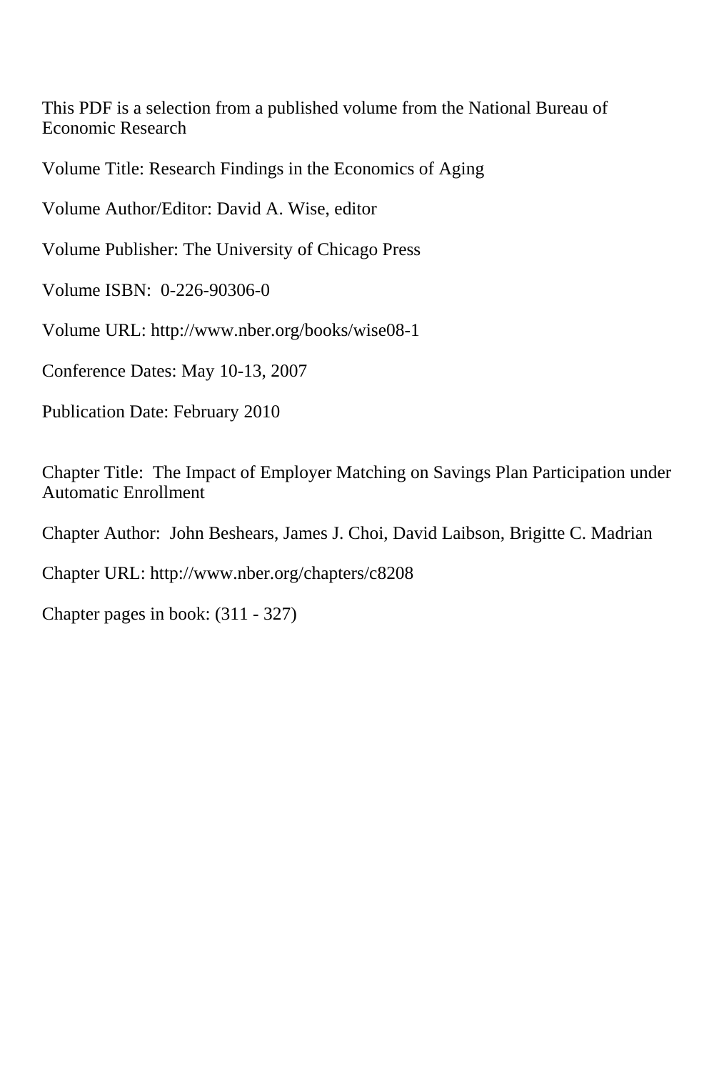This PDF is a selection from a published volume from the National Bureau of Economic Research

Volume Title: Research Findings in the Economics of Aging

Volume Author/Editor: David A. Wise, editor

Volume Publisher: The University of Chicago Press

Volume ISBN: 0-226-90306-0

Volume URL: http://www.nber.org/books/wise08-1

Conference Dates: May 10-13, 2007

Publication Date: February 2010

Chapter Title: The Impact of Employer Matching on Savings Plan Participation under Automatic Enrollment

Chapter Author: John Beshears, James J. Choi, David Laibson, Brigitte C. Madrian

Chapter URL: http://www.nber.org/chapters/c8208

Chapter pages in book: (311 - 327)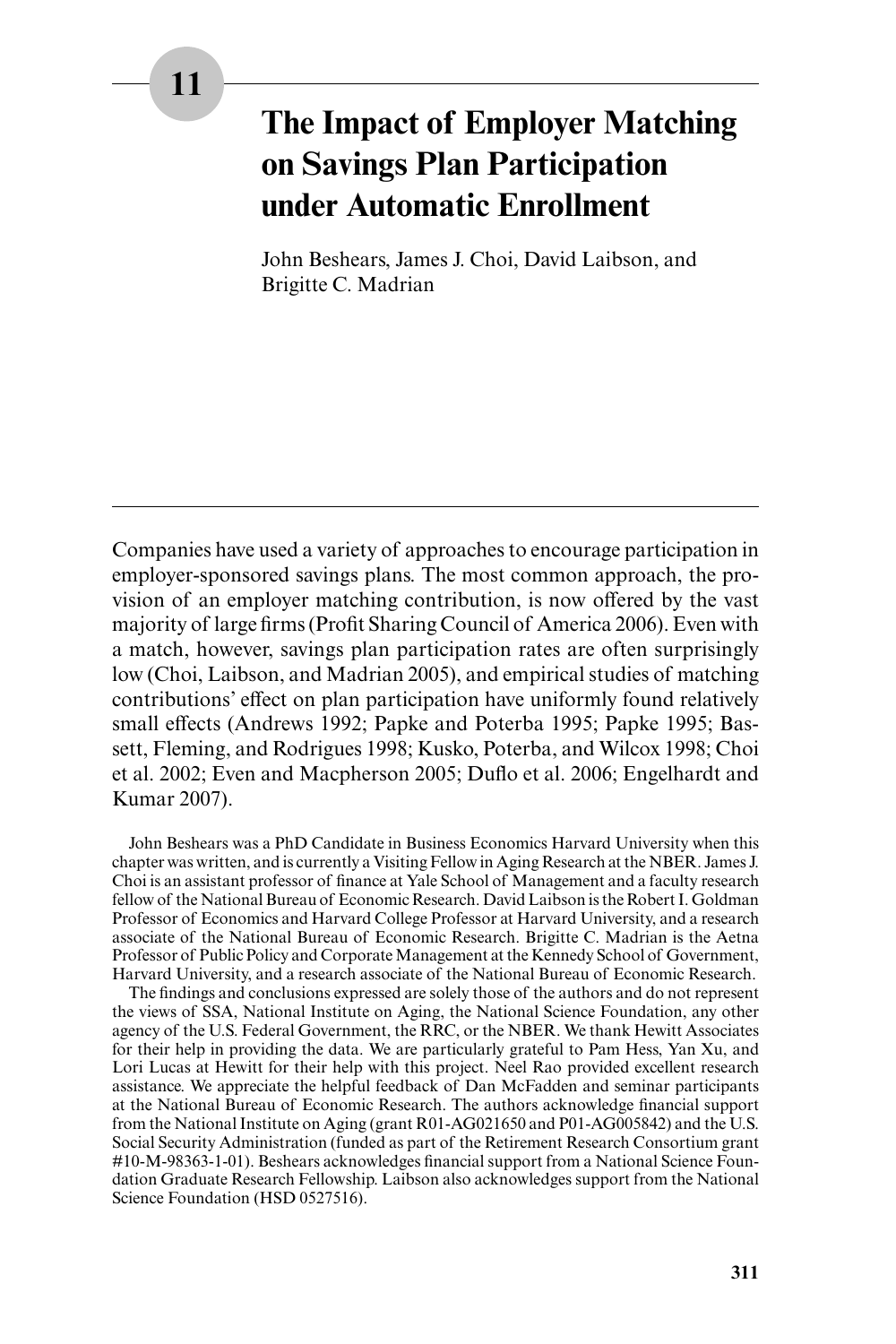# 11

# The Impact of Employer Matching on Savings Plan Participation under Automatic Enrollment

John Beshears, James J. Choi, David Laibson, and Brigitte C. Madrian

---

Companies have used a variety of approaches to encourage participation in employer-sponsored savings plans. The most common approach, the provision of an employer matching contribution, is now offered by the vast majority of large firms (Profit Sharing Council of America 2006). Even with a match, however, savings plan participation rates are often surprisingly low (Choi, Laibson, and Madrian 2005), and empirical studies of matching contributions' effect on plan participation have uniformly found relatively small effects (Andrews 1992; Papke and Poterba 1995; Papke 1995; Bassett, Fleming, and Rodrigues 1998; Kusko, Poterba, and Wilcox 1998; Choi et al. 2002; Even and Macpherson 2005; Duflo et al. 2006; Engelhardt and Kumar 2007).

John Beshears was a PhD Candidate in Business Economics Harvard University when this chapter was written, and is currently a Visiting Fellow in Aging Research at the NBER. James J. Choi is an assistant professor of finance at Yale School of Management and a faculty research fellow of the National Bureau of Economic Research. David Laibson is the Robert I. Goldman Professor of Economics and Harvard College Professor at Harvard University, and a research associate of the National Bureau of Economic Research. Brigitte C. Madrian is the Aetna Professor of Public Policy and Corporate Management at the Kennedy School of Government, Harvard University, and a research associate of the National Bureau of Economic Research.

The findings and conclusions expressed are solely those of the authors and do not represent the views of SSA, National Institute on Aging, the National Science Foundation, any other agency of the U.S. Federal Government, the RRC, or the NBER. We thank Hewitt Associates for their help in providing the data. We are particularly grateful to Pam Hess, Yan Xu, and Lori Lucas at Hewitt for their help with this project. Neel Rao provided excellent research assistance. We appreciate the helpful feedback of Dan McFadden and seminar participants at the National Bureau of Economic Research. The authors acknowledge financial support from the National Institute on Aging (grant R01-AG021650 and P01-AG005842) and the U.S. Social Security Administration (funded as part of the Retirement Research Consortium grant #10-M-98363-1-01). Beshears acknowledges financial support from a National Science Foundation Graduate Research Fellowship. Laibson also acknowledges support from the National Science Foundation (HSD 0527516).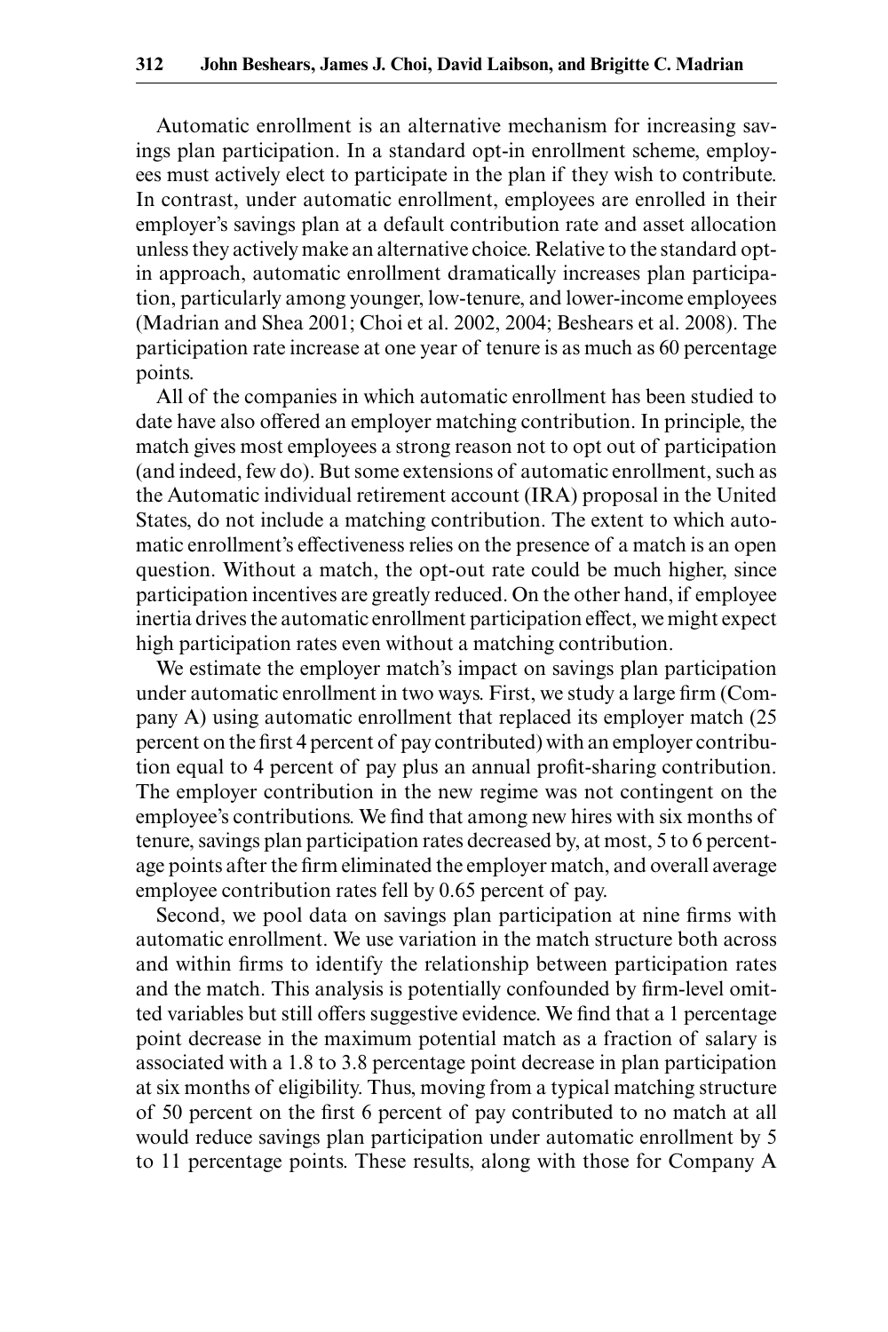Automatic enrollment is an alternative mechanism for increasing savings plan participation. In a standard opt-in enrollment scheme, employees must actively elect to participate in the plan if they wish to contribute. In contrast, under automatic enrollment, employees are enrolled in their employer's savings plan at a default contribution rate and asset allocation unless they actively make an alternative choice. Relative to the standard opt-in approach, automatic enrollment dramatically increases plan participation, particularly among younger, low-tenure, and lower-income employees (Madrian and Shea 2001; Choi et al. 2002, 2004; Beshears et al. 2008). The participation rate increase at one year of tenure is as much as 60 percentage points.

All of the companies in which automatic enrollment has been studied to date have also offered an employer matching contribution. In principle, the match gives most employees a strong reason not to opt out of participation (and indeed, few do). But some extensions of automatic enrollment, such as the Automatic individual retirement account (IRA) proposal in the United States, do not include a matching contribution. The extent to which automatic enrollment's effectiveness relies on the presence of a match is an open question. Without a match, the opt-out rate could be much higher, since participation incentives are greatly reduced. On the other hand, if employee inertia drives the automatic enrollment participation effect, we might expect high participation rates even without a matching contribution.

We estimate the employer match's impact on savings plan participation under automatic enrollment in two ways. First, we study a large firm (Company A) using automatic enrollment that replaced its employer match (25 percent on the first 4 percent of pay contributed) with an employer contribution equal to 4 percent of pay plus an annual profit-sharing contribution. The employer contribution in the new regime was not contingent on the employee's contributions. We find that among new hires with six months of tenure, savings plan participation rates decreased by, at most, 5 to 6 percentage points after the firm eliminated the employer match, and overall average employee contribution rates fell by 0.65 percent of pay.

Second, we pool data on savings plan participation at nine firms with automatic enrollment. We use variation in the match structure both across and within firms to identify the relationship between participation rates and the match. This analysis is potentially confounded by firm-level omitted variables but still offers suggestive evidence. We find that a 1 percentage point decrease in the maximum potential match as a fraction of salary is associated with a 1.8 to 3.8 percentage point decrease in plan participation at six months of eligibility. Thus, moving from a typical matching structure of 50 percent on the first 6 percent of pay contributed to no match at all would reduce savings plan participation under automatic enrollment by 5 to 11 percentage points. These results, along with those for Company A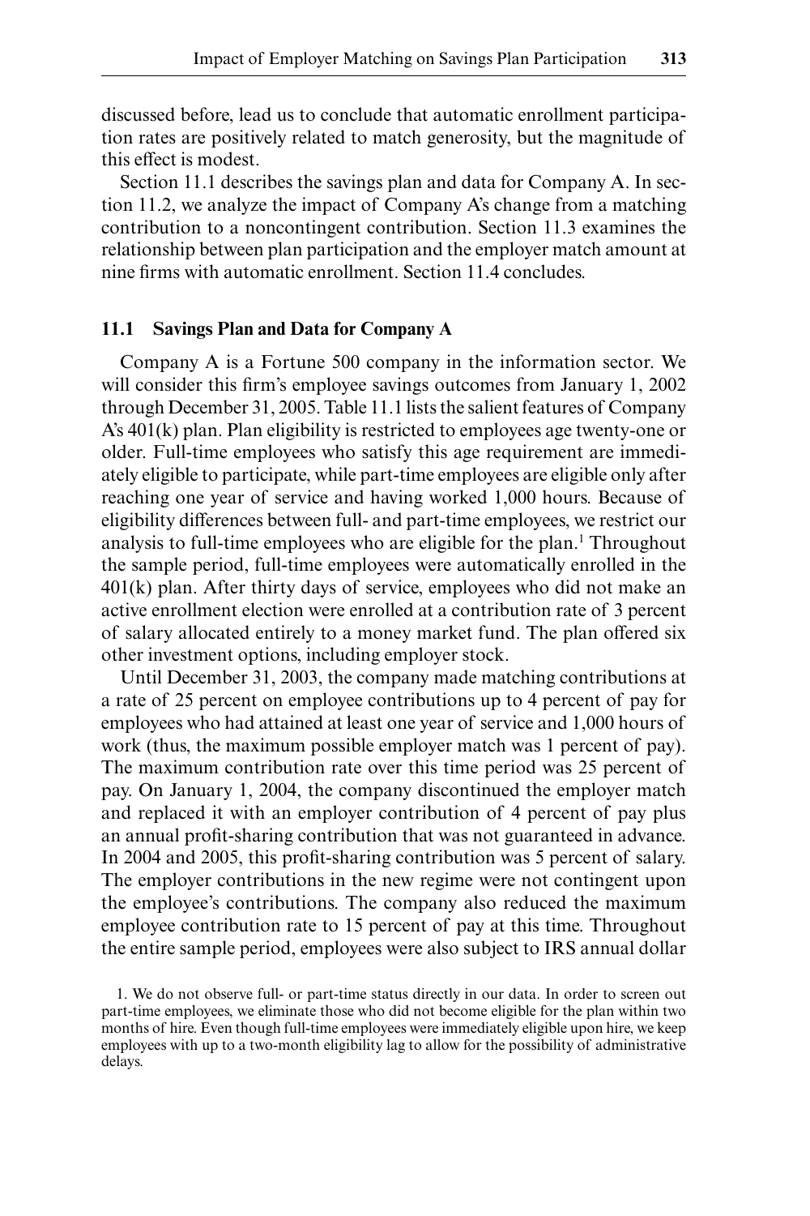discussed before, lead us to conclude that automatic enrollment participation rates are positively related to match generosity, but the magnitude of this effect is modest.

Section 11.1 describes the savings plan and data for Company A. In section 11.2, we analyze the impact of Company A's change from a matching contribution to a noncontingent contribution. Section 11.3 examines the relationship between plan participation and the employer match amount at nine firms with automatic enrollment. Section 11.4 concludes.

## 11.1 Savings Plan and Data for Company A

Company A is a Fortune 500 company in the information sector. We will consider this firm's employee savings outcomes from January 1, 2002 through December 31, 2005. Table 11.1 lists the salient features of Company A's 401(k) plan. Plan eligibility is restricted to employees age twenty-one or older. Full-time employees who satisfy this age requirement are immediately eligible to participate, while part-time employees are eligible only after reaching one year of service and having worked 1,000 hours. Because of eligibility differences between full- and part-time employees, we restrict our analysis to full-time employees who are eligible for the plan.[1] Throughout the sample period, full-time employees were automatically enrolled in the 401(k) plan. After thirty days of service, employees who did not make an active enrollment election were enrolled at a contribution rate of 3 percent of salary allocated entirely to a money market fund. The plan offered six other investment options, including employer stock.

Until December 31, 2003, the company made matching contributions at a rate of 25 percent on employee contributions up to 4 percent of pay for employees who had attained at least one year of service and 1,000 hours of work (thus, the maximum possible employer match was 1 percent of pay). The maximum contribution rate over this time period was 25 percent of pay. On January 1, 2004, the company discontinued the employer match and replaced it with an employer contribution of 4 percent of pay plus an annual profit-sharing contribution that was not guaranteed in advance. In 2004 and 2005, this profit-sharing contribution was 5 percent of salary. The employer contributions in the new regime were not contingent upon the employee's contributions. The company also reduced the maximum employee contribution rate to 15 percent of pay at this time. Throughout the entire sample period, employees were also subject to IRS annual dollar

1. We do not observe full- or part-time status directly in our data. In order to screen out part-time employees, we eliminate those who did not become eligible for the plan within two months of hire. Even though full-time employees were immediately eligible upon hire, we keep employees with up to a two-month eligibility lag to allow for the possibility of administrative delays.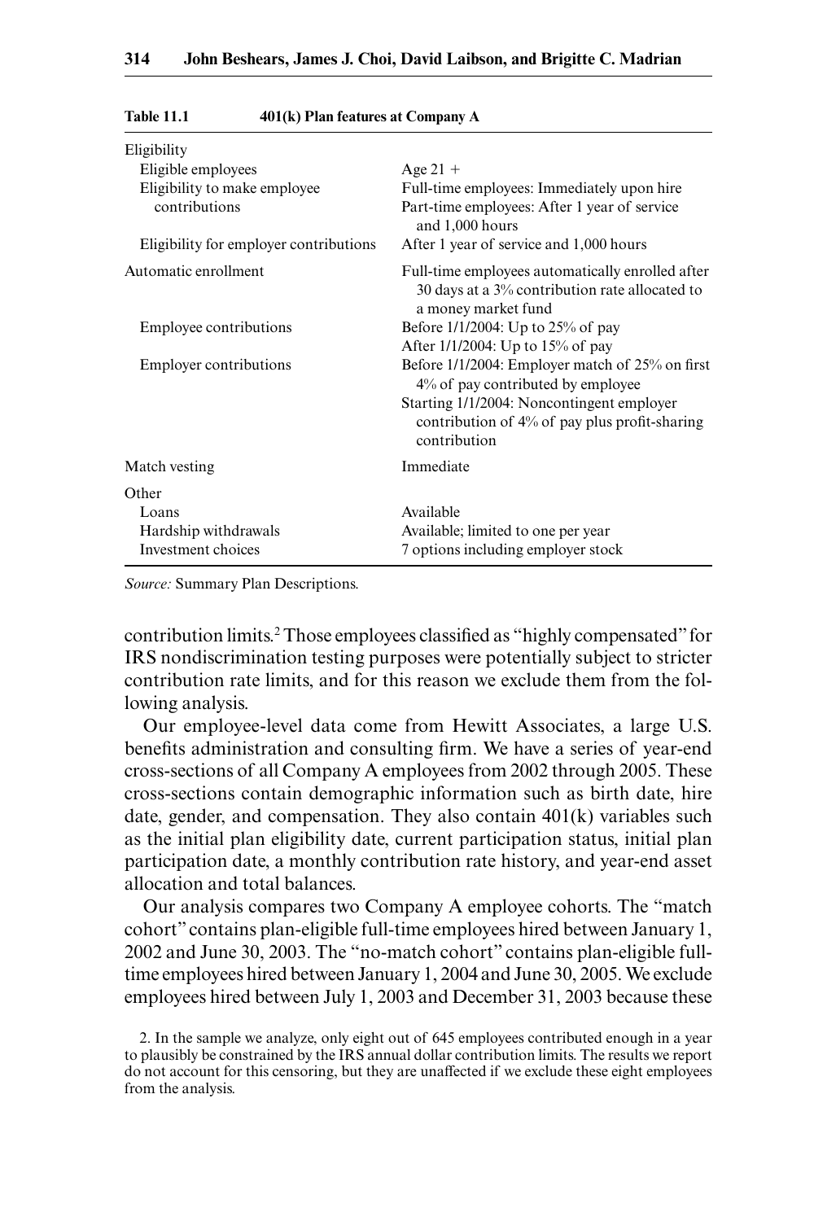**Table 11.1 401(k) Plan features at Company A**

| | |
|---|---|
| Eligibility | |
| Eligible employees | Age 21 + |
| Eligibility to make employee contributions | Full-time employees: Immediately upon hire<br>Part-time employees: After 1 year of service and 1,000 hours |
| Eligibility for employer contributions | After 1 year of service and 1,000 hours |
| Automatic enrollment | Full-time employees automatically enrolled after 30 days at a 3% contribution rate allocated to a money market fund |
| Employee contributions | Before 1/1/2004: Up to 25% of pay<br>After 1/1/2004: Up to 15% of pay |
| Employer contributions | Before 1/1/2004: Employer match of 25% on first 4% of pay contributed by employee<br>Starting 1/1/2004: Noncontingent employer contribution of 4% of pay plus profit-sharing contribution |
| Match vesting | Immediate |
| Other | |
| Loans | Available |
| Hardship withdrawals | Available; limited to one per year |
| Investment choices | 7 options including employer stock |

*Source:* Summary Plan Descriptions.

contribution limits.[2] Those employees classified as "highly compensated" for IRS nondiscrimination testing purposes were potentially subject to stricter contribution rate limits, and for this reason we exclude them from the following analysis.

Our employee-level data come from Hewitt Associates, a large U.S. benefits administration and consulting firm. We have a series of year-end cross-sections of all Company A employees from 2002 through 2005. These cross-sections contain demographic information such as birth date, hire date, gender, and compensation. They also contain 401(k) variables such as the initial plan eligibility date, current participation status, initial plan participation date, a monthly contribution rate history, and year-end asset allocation and total balances.

Our analysis compares two Company A employee cohorts. The "match cohort" contains plan-eligible full-time employees hired between January 1, 2002 and June 30, 2003. The "no-match cohort" contains plan-eligible full-time employees hired between January 1, 2004 and June 30, 2005. We exclude employees hired between July 1, 2003 and December 31, 2003 because these

2. In the sample we analyze, only eight out of 645 employees contributed enough in a year to plausibly be constrained by the IRS annual dollar contribution limits. The results we report do not account for this censoring, but they are unaffected if we exclude these eight employees from the analysis.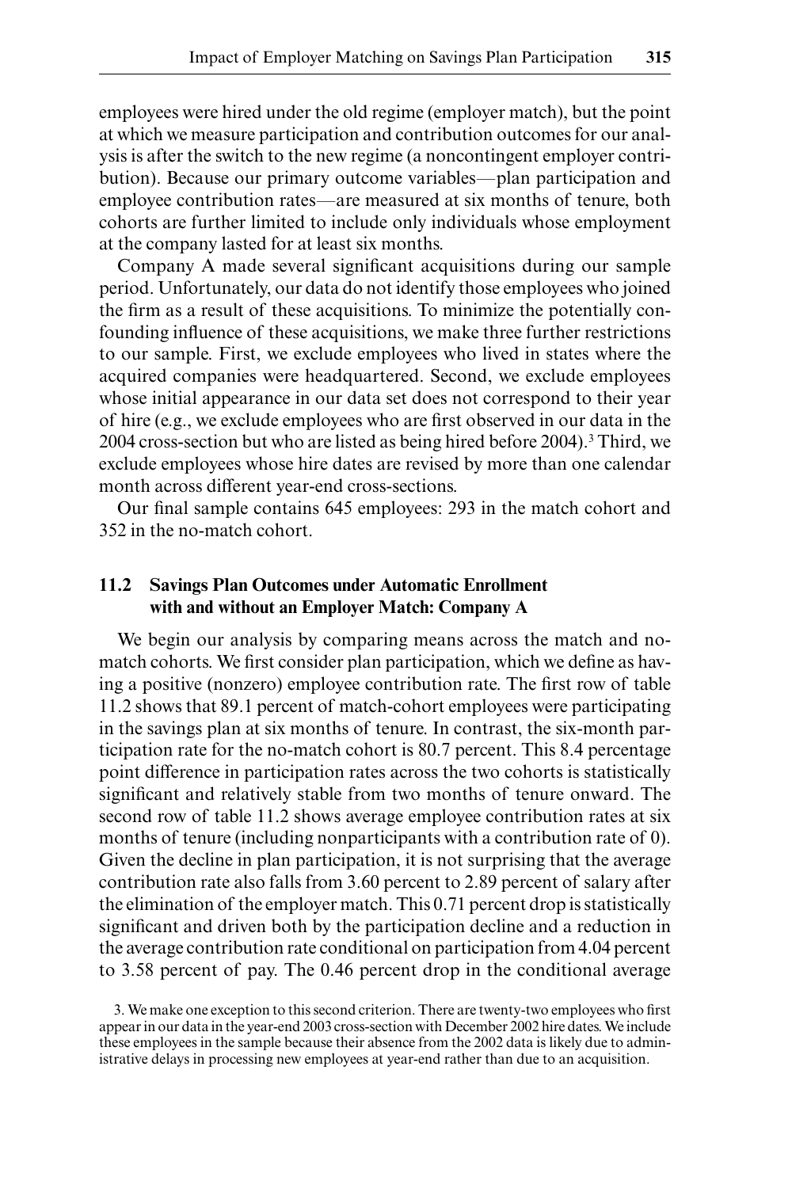employees were hired under the old regime (employer match), but the point at which we measure participation and contribution outcomes for our analysis is after the switch to the new regime (a noncontingent employer contribution). Because our primary outcome variables—plan participation and employee contribution rates—are measured at six months of tenure, both cohorts are further limited to include only individuals whose employment at the company lasted for at least six months.

Company A made several significant acquisitions during our sample period. Unfortunately, our data do not identify those employees who joined the firm as a result of these acquisitions. To minimize the potentially confounding influence of these acquisitions, we make three further restrictions to our sample. First, we exclude employees who lived in states where the acquired companies were headquartered. Second, we exclude employees whose initial appearance in our data set does not correspond to their year of hire (e.g., we exclude employees who are first observed in our data in the 2004 cross-section but who are listed as being hired before 2004).[3] Third, we exclude employees whose hire dates are revised by more than one calendar month across different year-end cross-sections.

Our final sample contains 645 employees: 293 in the match cohort and 352 in the no-match cohort.

## 11.2 Savings Plan Outcomes under Automatic Enrollment with and without an Employer Match: Company A

We begin our analysis by comparing means across the match and no-match cohorts. We first consider plan participation, which we define as having a positive (nonzero) employee contribution rate. The first row of table 11.2 shows that 89.1 percent of match-cohort employees were participating in the savings plan at six months of tenure. In contrast, the six-month participation rate for the no-match cohort is 80.7 percent. This 8.4 percentage point difference in participation rates across the two cohorts is statistically significant and relatively stable from two months of tenure onward. The second row of table 11.2 shows average employee contribution rates at six months of tenure (including nonparticipants with a contribution rate of 0). Given the decline in plan participation, it is not surprising that the average contribution rate also falls from 3.60 percent to 2.89 percent of salary after the elimination of the employer match. This 0.71 percent drop is statistically significant and driven both by the participation decline and a reduction in the average contribution rate conditional on participation from 4.04 percent to 3.58 percent of pay. The 0.46 percent drop in the conditional average

3. We make one exception to this second criterion. There are twenty-two employees who first appear in our data in the year-end 2003 cross-section with December 2002 hire dates. We include these employees in the sample because their absence from the 2002 data is likely due to administrative delays in processing new employees at year-end rather than due to an acquisition.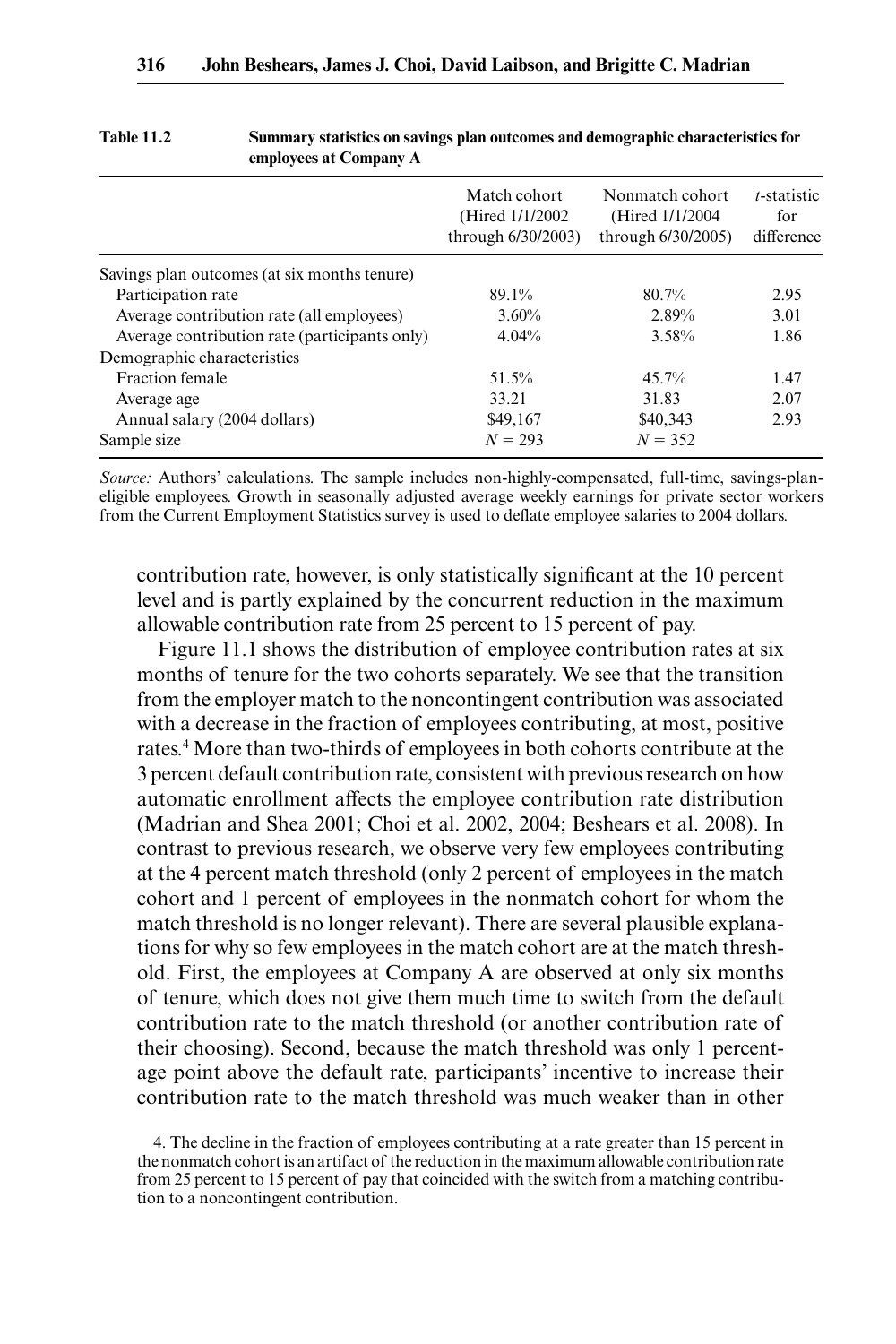**Table 11.2 Summary statistics on savings plan outcomes and demographic characteristics for employees at Company A**

| | Match cohort (Hired 1/1/2002 through 6/30/2003) | Nonmatch cohort (Hired 1/1/2004 through 6/30/2005) | *t*-statistic for difference |
|---|---|---|---|
| Savings plan outcomes (at six months tenure) | | | |
| Participation rate | 89.1% | 80.7% | 2.95 |
| Average contribution rate (all employees) | 3.60% | 2.89% | 3.01 |
| Average contribution rate (participants only) | 4.04% | 3.58% | 1.86 |
| Demographic characteristics | | | |
| Fraction female | 51.5% | 45.7% | 1.47 |
| Average age | 33.21 | 31.83 | 2.07 |
| Annual salary (2004 dollars) | $49,167 | $40,343 | 2.93 |
| Sample size | $N = 293$ | $N = 352$ | |

*Source:* Authors' calculations. The sample includes non-highly-compensated, full-time, savings-plan-eligible employees. Growth in seasonally adjusted average weekly earnings for private sector workers from the Current Employment Statistics survey is used to deflate employee salaries to 2004 dollars.

contribution rate, however, is only statistically significant at the 10 percent level and is partly explained by the concurrent reduction in the maximum allowable contribution rate from 25 percent to 15 percent of pay.

Figure 11.1 shows the distribution of employee contribution rates at six months of tenure for the two cohorts separately. We see that the transition from the employer match to the noncontingent contribution was associated with a decrease in the fraction of employees contributing, at most, positive rates.[4] More than two-thirds of employees in both cohorts contribute at the 3 percent default contribution rate, consistent with previous research on how automatic enrollment affects the employee contribution rate distribution (Madrian and Shea 2001; Choi et al. 2002, 2004; Beshears et al. 2008). In contrast to previous research, we observe very few employees contributing at the 4 percent match threshold (only 2 percent of employees in the match cohort and 1 percent of employees in the nonmatch cohort for whom the match threshold is no longer relevant). There are several plausible explanations for why so few employees in the match cohort are at the match threshold. First, the employees at Company A are observed at only six months of tenure, which does not give them much time to switch from the default contribution rate to the match threshold (or another contribution rate of their choosing). Second, because the match threshold was only 1 percentage point above the default rate, participants' incentive to increase their contribution rate to the match threshold was much weaker than in other

4. The decline in the fraction of employees contributing at a rate greater than 15 percent in the nonmatch cohort is an artifact of the reduction in the maximum allowable contribution rate from 25 percent to 15 percent of pay that coincided with the switch from a matching contribution to a noncontingent contribution.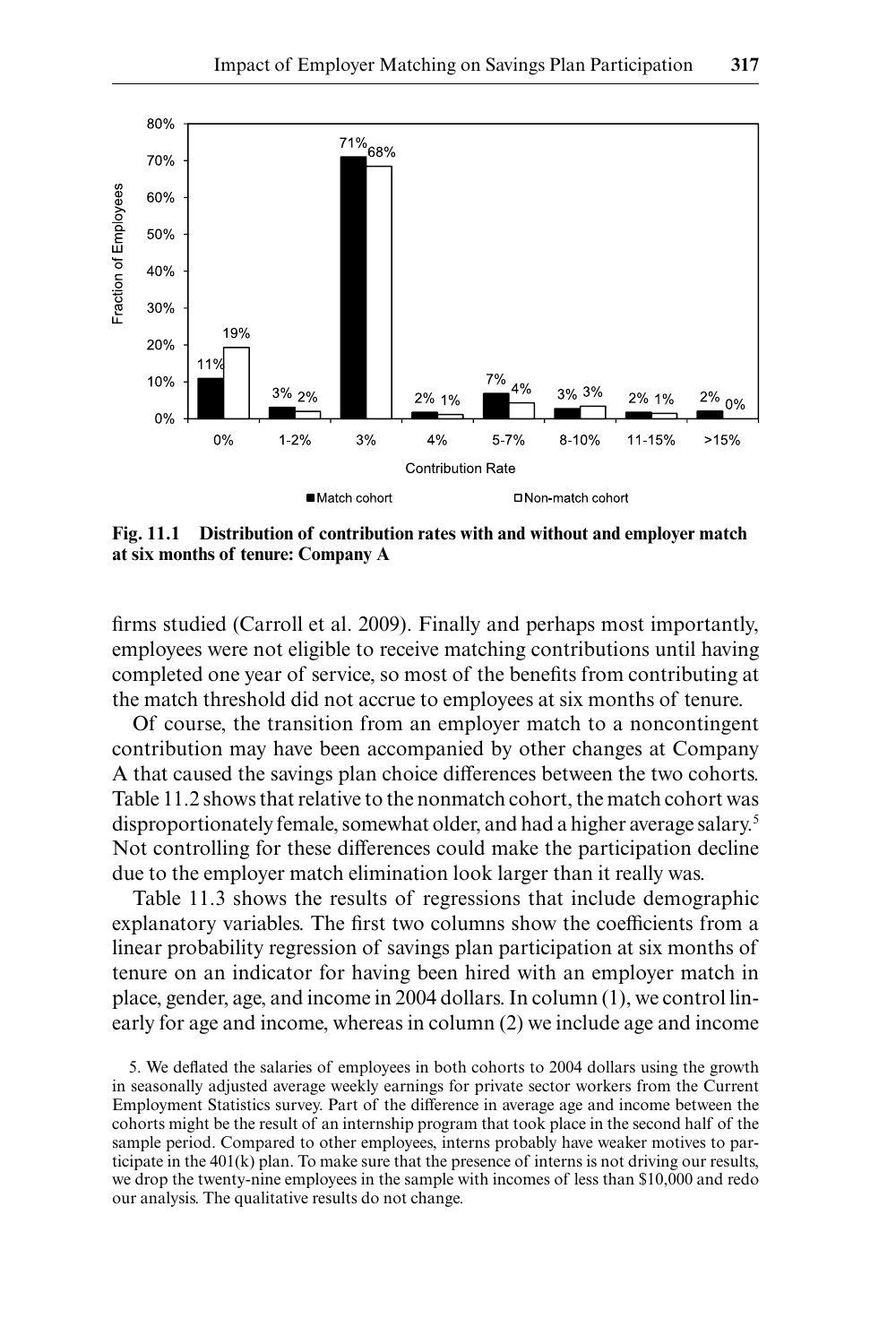**Fig. 11.1 Distribution of contribution rates with and without and employer match at six months of tenure: Company A**

firms studied (Carroll et al. 2009). Finally and perhaps most importantly, employees were not eligible to receive matching contributions until having completed one year of service, so most of the benefits from contributing at the match threshold did not accrue to employees at six months of tenure.

Of course, the transition from an employer match to a noncontingent contribution may have been accompanied by other changes at Company A that caused the savings plan choice differences between the two cohorts. Table 11.2 shows that relative to the nonmatch cohort, the match cohort was disproportionately female, somewhat older, and had a higher average salary.[5] Not controlling for these differences could make the participation decline due to the employer match elimination look larger than it really was.

Table 11.3 shows the results of regressions that include demographic explanatory variables. The first two columns show the coefficients from a linear probability regression of savings plan participation at six months of tenure on an indicator for having been hired with an employer match in place, gender, age, and income in 2004 dollars. In column (1), we control linearly for age and income, whereas in column (2) we include age and income

5. We deflated the salaries of employees in both cohorts to 2004 dollars using the growth in seasonally adjusted average weekly earnings for private sector workers from the Current Employment Statistics survey. Part of the difference in average age and income between the cohorts might be the result of an internship program that took place in the second half of the sample period. Compared to other employees, interns probably have weaker motives to participate in the 401(k) plan. To make sure that the presence of interns is not driving our results, we drop the twenty-nine employees in the sample with incomes of less than $10,000 and redo our analysis. The qualitative results do not change.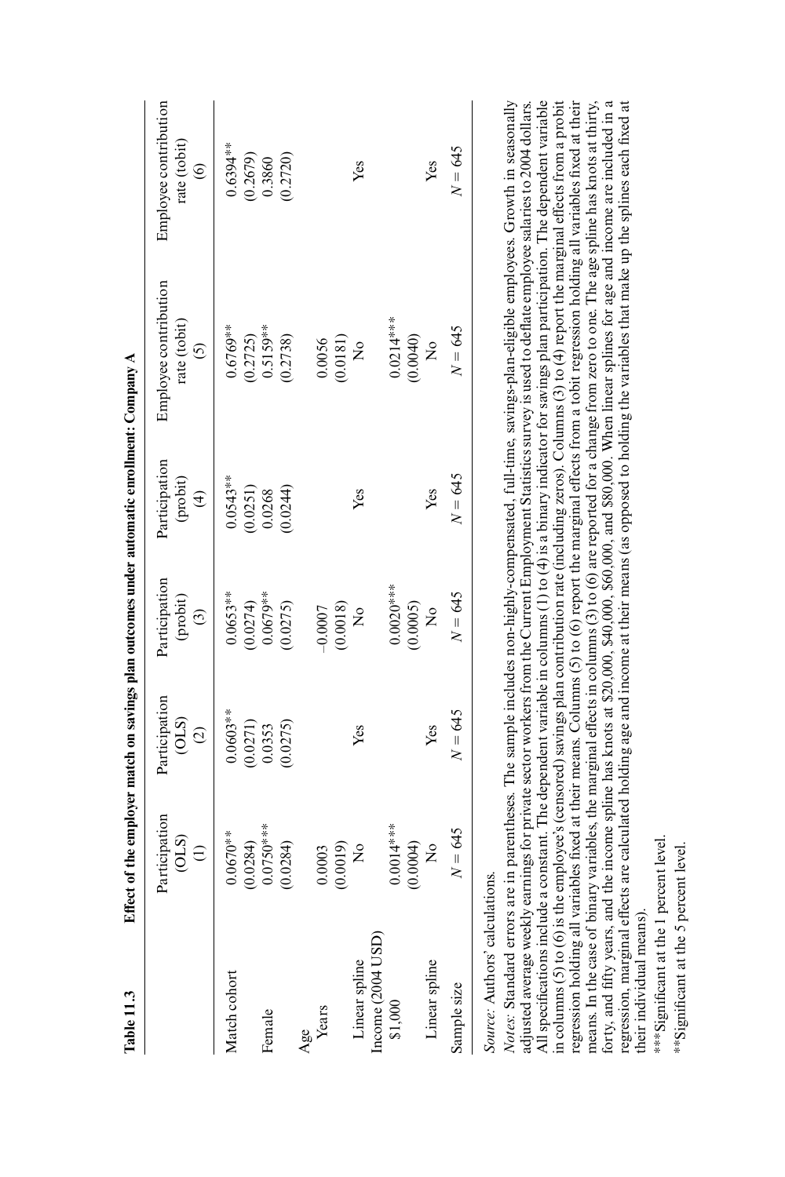**Table 11.3 Effect of the employer match on savings plan outcomes under automatic enrollment: Company A**

| | Participation (OLS) (1) | Participation (OLS) (2) | Participation (probit) (3) | Participation (probit) (4) | Employee contribution rate (tobit) (5) | Employee contribution rate (tobit) (6) |
|---|---|---|---|---|---|---|
| Match cohort | 0.0670** | 0.0603** | 0.0653** | 0.0543** | 0.6769** | 0.6394** |
| | (0.0284) | (0.0271) | (0.0274) | (0.0251) | (0.2725) | (0.2679) |
| Female | 0.0750*** | 0.0353 | 0.0679** | 0.0268 | 0.5159** | 0.3860 |
| | (0.0284) | (0.0275) | (0.0275) | (0.0244) | (0.2738) | (0.2720) |
| Age | | | | | | |
| Years | 0.0003 | | –0.0007 | | 0.0056 | |
| | (0.0019) | | (0.0018) | | (0.0181) | |
| Linear spline | No | Yes | No | Yes | No | Yes |
| Income (2004 USD) | | | | | | |
| $1,000 | 0.0014*** | | 0.0020*** | | 0.0214*** | |
| | (0.0004) | | (0.0005) | | (0.0040) | |
| Linear spline | No | Yes | No | Yes | No | Yes |
| Sample size | $N = 645$ | $N = 645$ | $N = 645$ | $N = 645$ | $N = 645$ | $N = 645$ |

*Source:* Authors' calculations.

*Notes:* Standard errors are in parentheses. The sample includes non-highly-compensated, full-time, savings-plan-eligible employees. Growth in seasonally adjusted average weekly earnings for private sector workers from the Current Employment Statistics survey is used to deflate employee salaries to 2004 dollars. All specifications include a constant. The dependent variable in columns (1) to (4) is a binary indicator for savings plan participation. The dependent variable in columns (5) to (6) is the employee's (censored) savings plan contribution rate (including zeros). Columns (3) to (4) report the marginal effects from a probit regression holding all variables fixed at their means. Columns (5) to (6) report the marginal effects from a tobit regression holding all variables fixed at their means. In the case of binary variables, the marginal effects in columns (3) to (6) are reported for a change from zero to one. The age spline has knots at thirty, forty, and fifty years, and the income spline has knots at $20,000, $40,000, $60,000, and $80,000. When linear splines for age and income are included in a regression, marginal effects are calculated holding age and income at their means (as opposed to holding the variables that make up the splines each fixed at their individual means).

***Significant at the 1 percent level.

**Significant at the 5 percent level.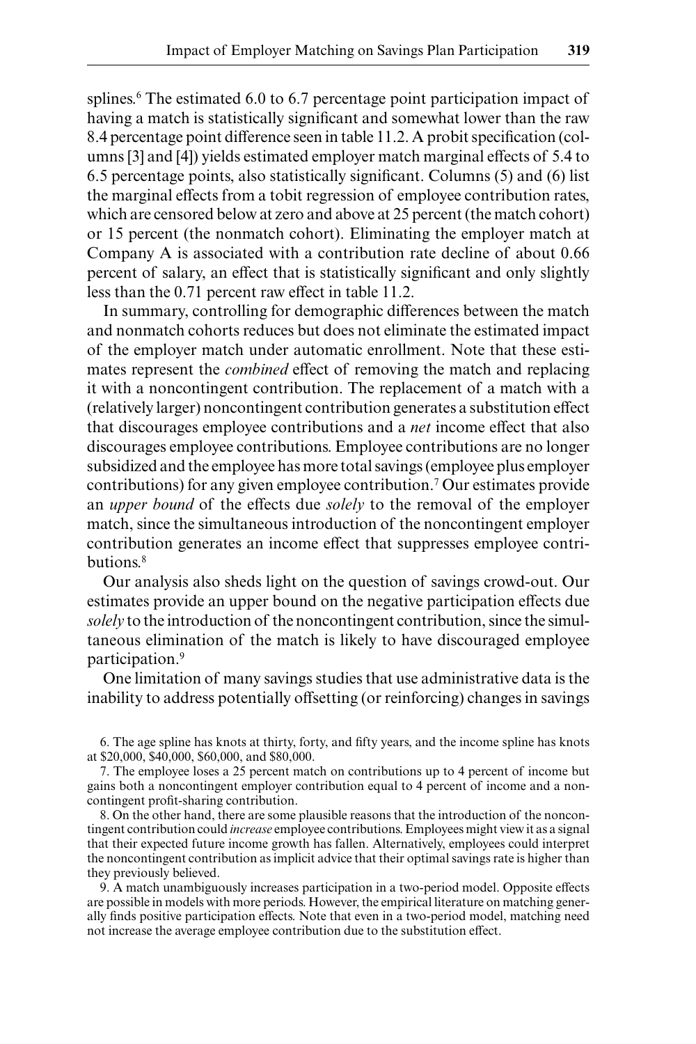splines.[6] The estimated 6.0 to 6.7 percentage point participation impact of having a match is statistically significant and somewhat lower than the raw 8.4 percentage point difference seen in table 11.2. A probit specification (columns [3] and [4]) yields estimated employer match marginal effects of 5.4 to 6.5 percentage points, also statistically significant. Columns (5) and (6) list the marginal effects from a tobit regression of employee contribution rates, which are censored below at zero and above at 25 percent (the match cohort) or 15 percent (the nonmatch cohort). Eliminating the employer match at Company A is associated with a contribution rate decline of about 0.66 percent of salary, an effect that is statistically significant and only slightly less than the 0.71 percent raw effect in table 11.2.

In summary, controlling for demographic differences between the match and nonmatch cohorts reduces but does not eliminate the estimated impact of the employer match under automatic enrollment. Note that these estimates represent the *combined* effect of removing the match and replacing it with a noncontingent contribution. The replacement of a match with a (relatively larger) noncontingent contribution generates a substitution effect that discourages employee contributions and a *net* income effect that also discourages employee contributions. Employee contributions are no longer subsidized and the employee has more total savings (employee plus employer contributions) for any given employee contribution.[7] Our estimates provide an *upper bound* of the effects due *solely* to the removal of the employer match, since the simultaneous introduction of the noncontingent employer contribution generates an income effect that suppresses employee contributions.[8]

Our analysis also sheds light on the question of savings crowd-out. Our estimates provide an upper bound on the negative participation effects due *solely* to the introduction of the noncontingent contribution, since the simultaneous elimination of the match is likely to have discouraged employee participation.[9]

One limitation of many savings studies that use administrative data is the inability to address potentially offsetting (or reinforcing) changes in savings

6. The age spline has knots at thirty, forty, and fifty years, and the income spline has knots at $20,000, $40,000, $60,000, and $80,000.

7. The employee loses a 25 percent match on contributions up to 4 percent of income but gains both a noncontingent employer contribution equal to 4 percent of income and a noncontingent profit-sharing contribution.

8. On the other hand, there are some plausible reasons that the introduction of the noncontingent contribution could *increase* employee contributions. Employees might view it as a signal that their expected future income growth has fallen. Alternatively, employees could interpret the noncontingent contribution as implicit advice that their optimal savings rate is higher than they previously believed.

9. A match unambiguously increases participation in a two-period model. Opposite effects are possible in models with more periods. However, the empirical literature on matching generally finds positive participation effects. Note that even in a two-period model, matching need not increase the average employee contribution due to the substitution effect.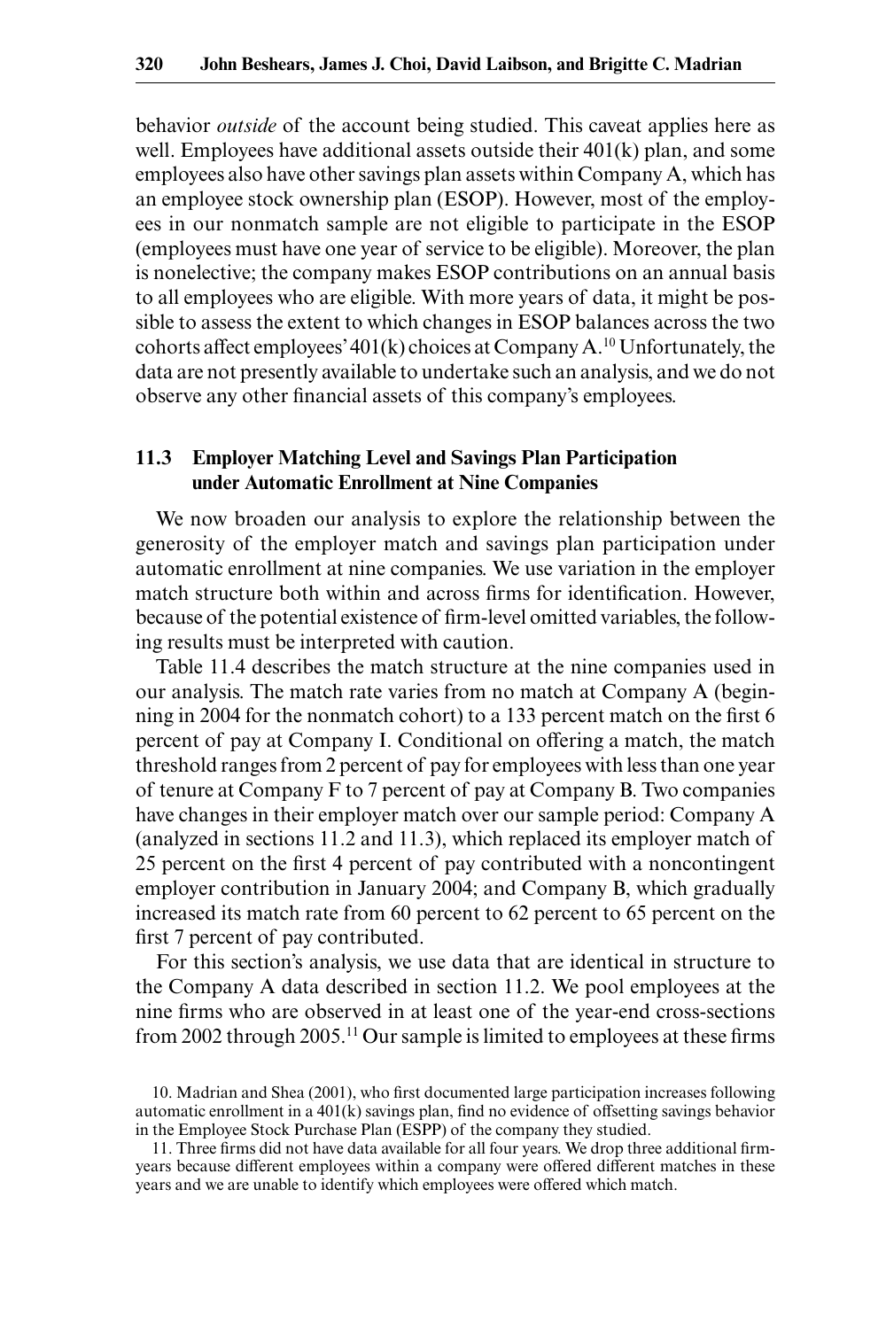behavior *outside* of the account being studied. This caveat applies here as well. Employees have additional assets outside their 401(k) plan, and some employees also have other savings plan assets within Company A, which has an employee stock ownership plan (ESOP). However, most of the employees in our nonmatch sample are not eligible to participate in the ESOP (employees must have one year of service to be eligible). Moreover, the plan is nonelective; the company makes ESOP contributions on an annual basis to all employees who are eligible. With more years of data, it might be possible to assess the extent to which changes in ESOP balances across the two cohorts affect employees' 401(k) choices at Company A.[10] Unfortunately, the data are not presently available to undertake such an analysis, and we do not observe any other financial assets of this company's employees.

## 11.3 Employer Matching Level and Savings Plan Participation under Automatic Enrollment at Nine Companies

We now broaden our analysis to explore the relationship between the generosity of the employer match and savings plan participation under automatic enrollment at nine companies. We use variation in the employer match structure both within and across firms for identification. However, because of the potential existence of firm-level omitted variables, the following results must be interpreted with caution.

Table 11.4 describes the match structure at the nine companies used in our analysis. The match rate varies from no match at Company A (beginning in 2004 for the nonmatch cohort) to a 133 percent match on the first 6 percent of pay at Company I. Conditional on offering a match, the match threshold ranges from 2 percent of pay for employees with less than one year of tenure at Company F to 7 percent of pay at Company B. Two companies have changes in their employer match over our sample period: Company A (analyzed in sections 11.2 and 11.3), which replaced its employer match of 25 percent on the first 4 percent of pay contributed with a noncontingent employer contribution in January 2004; and Company B, which gradually increased its match rate from 60 percent to 62 percent to 65 percent on the first 7 percent of pay contributed.

For this section's analysis, we use data that are identical in structure to the Company A data described in section 11.2. We pool employees at the nine firms who are observed in at least one of the year-end cross-sections from 2002 through 2005.[11] Our sample is limited to employees at these firms

10. Madrian and Shea (2001), who first documented large participation increases following automatic enrollment in a 401(k) savings plan, find no evidence of offsetting savings behavior in the Employee Stock Purchase Plan (ESPP) of the company they studied.

11. Three firms did not have data available for all four years. We drop three additional firm-years because different employees within a company were offered different matches in these years and we are unable to identify which employees were offered which match.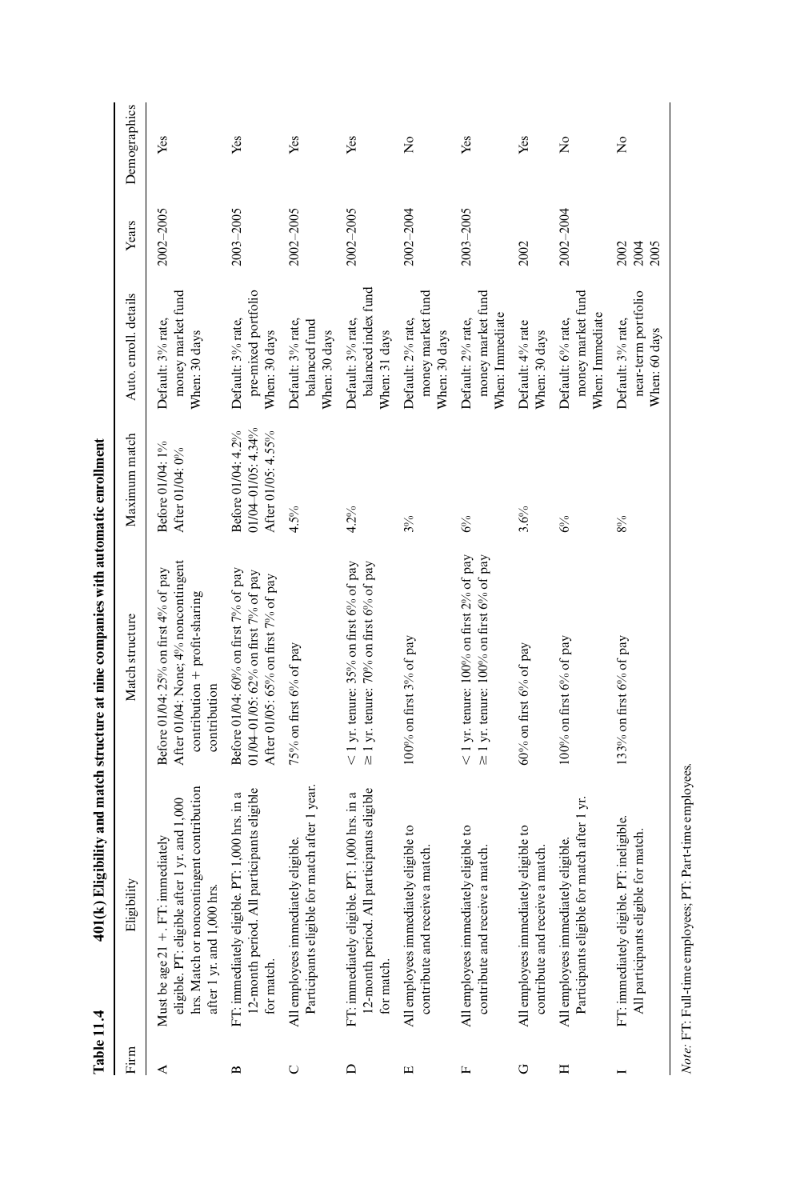**Table 11.4 401(k) Eligibility and match structure at nine companies with automatic enrollment**

| Firm | Eligibility | Match structure | Maximum match | Auto. enroll. details | Years | Demographics |
|---|---|---|---|---|---|---|
| A | Must be age 21 +. FT: immediately eligible. PT: eligible after 1 yr. and 1,000 hrs. Match or noncontingent contribution after 1 yr. and 1,000 hrs. | Before 01/04: 25% on first 4% of pay<br>After 01/04: None; 4% noncontingent contribution + profit-sharing contribution | Before 01/04: 1%<br>After 01/04: 0% | Default: 3% rate, money market fund<br>When: 30 days | 2002–2005 | Yes |
| B | FT: immediately eligible. PT: 1,000 hrs. in a 12-month period. All participants eligible for match. | Before 01/04: 60% on first 7% of pay<br>01/04–01/05: 62% on first 7% of pay<br>After 01/05: 65% on first 7% of pay | Before 01/04: 4.2%<br>01/04–01/05: 4.34%<br>After 01/05: 4.55% | Default: 3% rate, pre-mixed portfolio<br>When: 30 days | 2003–2005 | Yes |
| C | All employees immediately eligible. Participants eligible for match after 1 year. | 75% on first 6% of pay | 4.5% | Default: 3% rate, balanced fund<br>When: 30 days | 2002–2005 | Yes |
| D | FT: immediately eligible. PT: 1,000 hrs. in a 12-month period. All participants eligible for match. | < 1 yr. tenure: 35% on first 6% of pay<br>≥ 1 yr. tenure: 70% on first 6% of pay | 4.2% | Default: 3% rate, balanced index fund<br>When: 31 days | 2002–2005 | Yes |
| E | All employees immediately eligible to contribute and receive a match. | 100% on first 3% of pay | 3% | Default: 2% rate, money market fund<br>When: 30 days | 2002–2004 | No |
| F | All employees immediately eligible to contribute and receive a match. | < 1 yr. tenure: 100% on first 2% of pay<br>≥ 1 yr. tenure: 100% on first 6% of pay | 6% | Default: 2% rate, money market fund<br>When: Immediate | 2003–2005 | Yes |
| G | All employees immediately eligible to contribute and receive a match. | 60% on first 6% of pay | 3.6% | Default: 4% rate<br>When: 30 days | 2002 | Yes |
| H | All employees immediately eligible. Participants eligible for match after 1 yr. | 100% on first 6% of pay | 6% | Default: 6% rate, money market fund<br>When: Immediate | 2002–2004 | No |
| I | FT: immediately eligible. PT: ineligible. All participants eligible for match. | 133% on first 6% of pay | 8% | Default: 3% rate, near-term portfolio<br>When: 60 days | 2002<br>2004<br>2005 | No |

*Note:* FT: Full-time employees; PT: Part-time employees.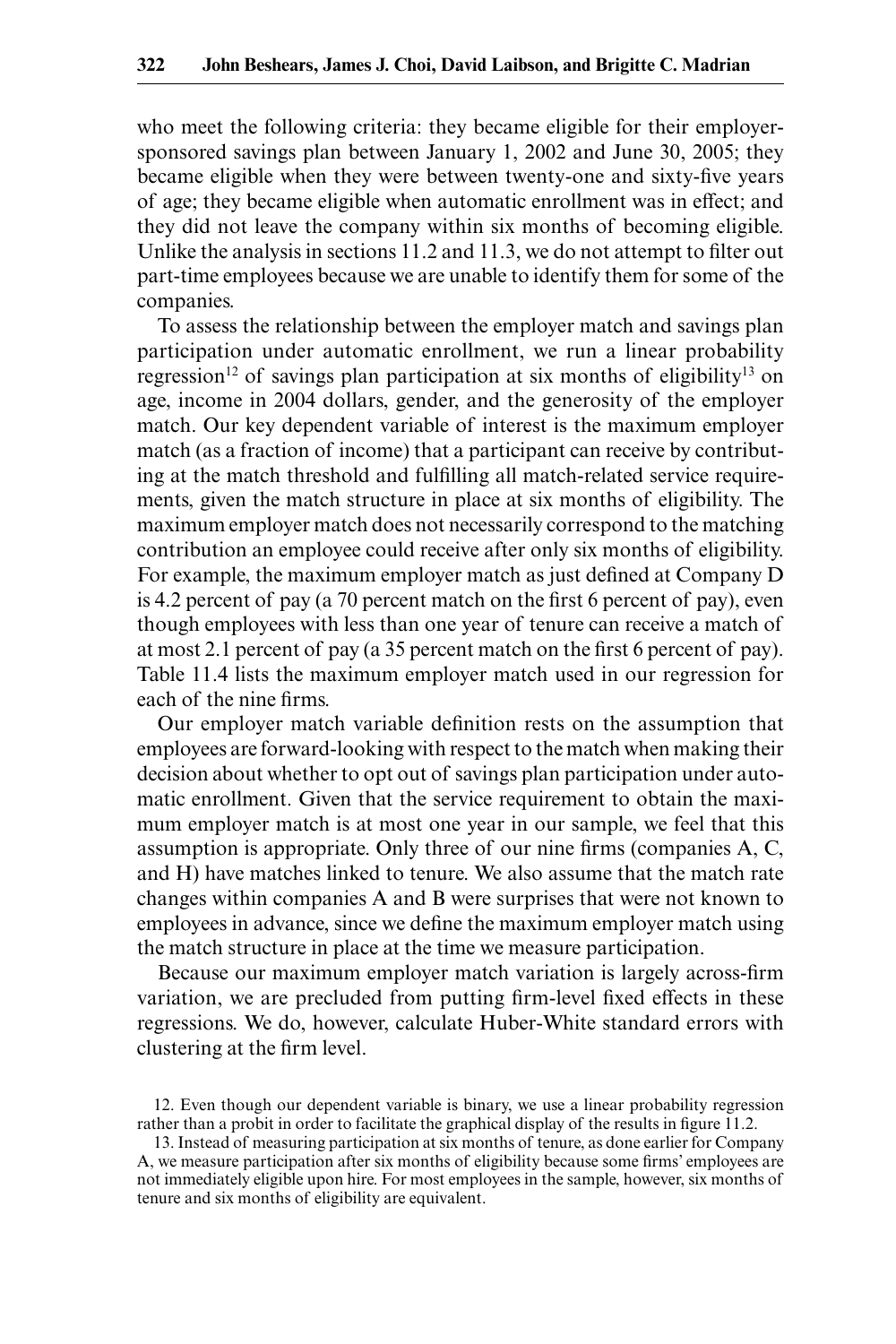who meet the following criteria: they became eligible for their employer-sponsored savings plan between January 1, 2002 and June 30, 2005; they became eligible when they were between twenty-one and sixty-five years of age; they became eligible when automatic enrollment was in effect; and they did not leave the company within six months of becoming eligible. Unlike the analysis in sections 11.2 and 11.3, we do not attempt to filter out part-time employees because we are unable to identify them for some of the companies.

To assess the relationship between the employer match and savings plan participation under automatic enrollment, we run a linear probability regression[12] of savings plan participation at six months of eligibility[13] on age, income in 2004 dollars, gender, and the generosity of the employer match. Our key dependent variable of interest is the maximum employer match (as a fraction of income) that a participant can receive by contributing at the match threshold and fulfilling all match-related service requirements, given the match structure in place at six months of eligibility. The maximum employer match does not necessarily correspond to the matching contribution an employee could receive after only six months of eligibility. For example, the maximum employer match as just defined at Company D is 4.2 percent of pay (a 70 percent match on the first 6 percent of pay), even though employees with less than one year of tenure can receive a match of at most 2.1 percent of pay (a 35 percent match on the first 6 percent of pay). Table 11.4 lists the maximum employer match used in our regression for each of the nine firms.

Our employer match variable definition rests on the assumption that employees are forward-looking with respect to the match when making their decision about whether to opt out of savings plan participation under automatic enrollment. Given that the service requirement to obtain the maximum employer match is at most one year in our sample, we feel that this assumption is appropriate. Only three of our nine firms (companies A, C, and H) have matches linked to tenure. We also assume that the match rate changes within companies A and B were surprises that were not known to employees in advance, since we define the maximum employer match using the match structure in place at the time we measure participation.

Because our maximum employer match variation is largely across-firm variation, we are precluded from putting firm-level fixed effects in these regressions. We do, however, calculate Huber-White standard errors with clustering at the firm level.

12. Even though our dependent variable is binary, we use a linear probability regression rather than a probit in order to facilitate the graphical display of the results in figure 11.2.

13. Instead of measuring participation at six months of tenure, as done earlier for Company A, we measure participation after six months of eligibility because some firms' employees are not immediately eligible upon hire. For most employees in the sample, however, six months of tenure and six months of eligibility are equivalent.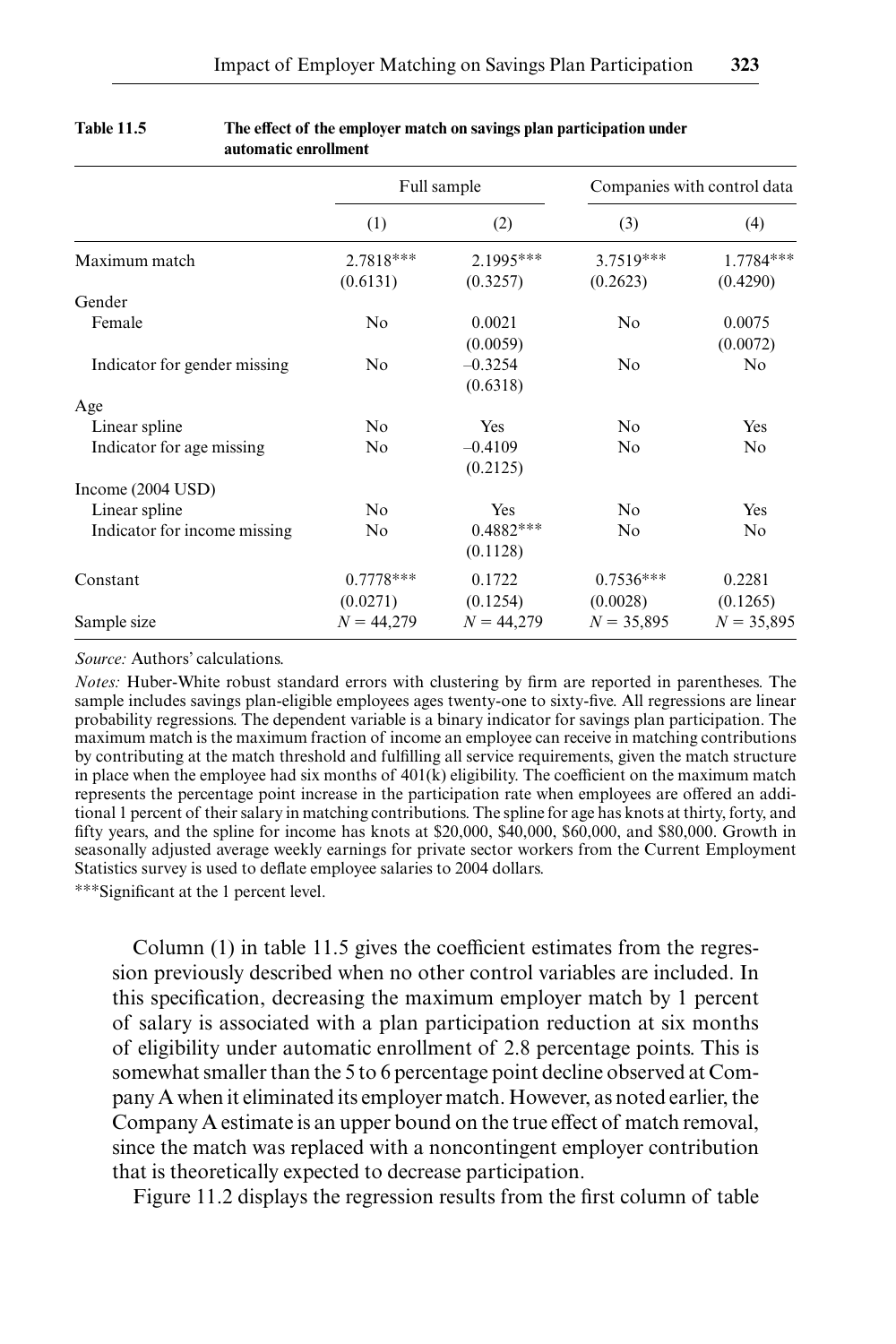**Table 11.5 The effect of the employer match on savings plan participation under automatic enrollment**

| | Full sample | | Companies with control data | |
|---|---|---|---|---|
| | (1) | (2) | (3) | (4) |
| Maximum match | 2.7818*** (0.6131) | 2.1995*** (0.3257) | 3.7519*** (0.2623) | 1.7784*** (0.4290) |
| Gender | | | | |
| Female | No | 0.0021 (0.0059) | No | 0.0075 (0.0072) |
| Indicator for gender missing | No | −0.3254 (0.6318) | No | No |
| Age | | | | |
| Linear spline | No | Yes | No | Yes |
| Indicator for age missing | No | −0.4109 (0.2125) | No | No |
| Income (2004 USD) | | | | |
| Linear spline | No | Yes | No | Yes |
| Indicator for income missing | No | 0.4882*** (0.1128) | No | No |
| Constant | 0.7778*** (0.0271) | 0.1722 (0.1254) | 0.7536*** (0.0028) | 0.2281 (0.1265) |
| Sample size | $N = 44{,}279$ | $N = 44{,}279$ | $N = 35{,}895$ | $N = 35{,}895$ |

*Source:* Authors' calculations.

*Notes:* Huber-White robust standard errors with clustering by firm are reported in parentheses. The sample includes savings plan-eligible employees ages twenty-one to sixty-five. All regressions are linear probability regressions. The dependent variable is a binary indicator for savings plan participation. The maximum match is the maximum fraction of income an employee can receive in matching contributions by contributing at the match threshold and fulfilling all service requirements, given the match structure in place when the employee had six months of 401(k) eligibility. The coefficient on the maximum match represents the percentage point increase in the participation rate when employees are offered an additional 1 percent of their salary in matching contributions. The spline for age has knots at thirty, forty, and fifty years, and the spline for income has knots at $20,000, $40,000, $60,000, and $80,000. Growth in seasonally adjusted average weekly earnings for private sector workers from the Current Employment Statistics survey is used to deflate employee salaries to 2004 dollars.

***Significant at the 1 percent level.

Column (1) in table 11.5 gives the coefficient estimates from the regression previously described when no other control variables are included. In this specification, decreasing the maximum employer match by 1 percent of salary is associated with a plan participation reduction at six months of eligibility under automatic enrollment of 2.8 percentage points. This is somewhat smaller than the 5 to 6 percentage point decline observed at Company A when it eliminated its employer match. However, as noted earlier, the Company A estimate is an upper bound on the true effect of match removal, since the match was replaced with a noncontingent employer contribution that is theoretically expected to decrease participation.

Figure 11.2 displays the regression results from the first column of table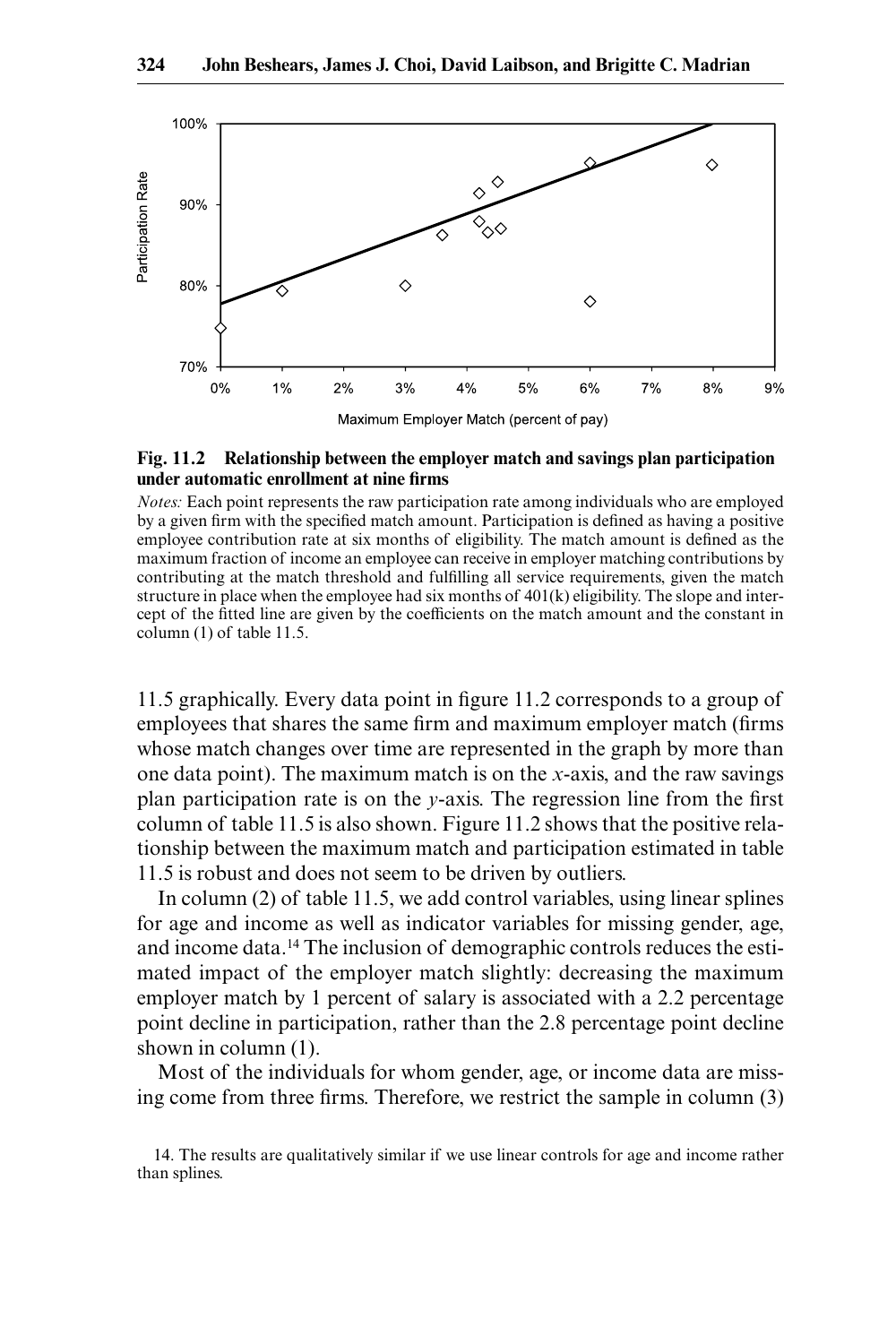**Fig. 11.2 Relationship between the employer match and savings plan participation under automatic enrollment at nine firms**

*Notes:* Each point represents the raw participation rate among individuals who are employed by a given firm with the specified match amount. Participation is defined as having a positive employee contribution rate at six months of eligibility. The match amount is defined as the maximum fraction of income an employee can receive in employer matching contributions by contributing at the match threshold and fulfilling all service requirements, given the match structure in place when the employee had six months of 401(k) eligibility. The slope and intercept of the fitted line are given by the coefficients on the match amount and the constant in column (1) of table 11.5.

11.5 graphically. Every data point in figure 11.2 corresponds to a group of employees that shares the same firm and maximum employer match (firms whose match changes over time are represented in the graph by more than one data point). The maximum match is on the *x*-axis, and the raw savings plan participation rate is on the *y*-axis. The regression line from the first column of table 11.5 is also shown. Figure 11.2 shows that the positive relationship between the maximum match and participation estimated in table 11.5 is robust and does not seem to be driven by outliers.

In column (2) of table 11.5, we add control variables, using linear splines for age and income as well as indicator variables for missing gender, age, and income data.[14] The inclusion of demographic controls reduces the estimated impact of the employer match slightly: decreasing the maximum employer match by 1 percent of salary is associated with a 2.2 percentage point decline in participation, rather than the 2.8 percentage point decline shown in column (1).

Most of the individuals for whom gender, age, or income data are missing come from three firms. Therefore, we restrict the sample in column (3)

14. The results are qualitatively similar if we use linear controls for age and income rather than splines.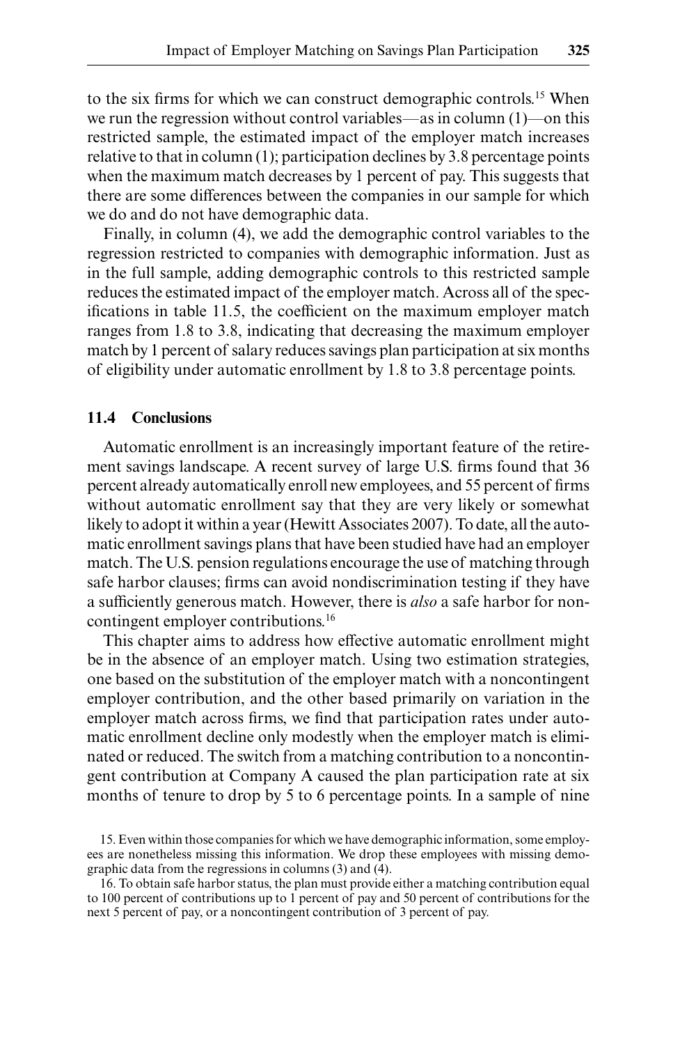to the six firms for which we can construct demographic controls.[15] When we run the regression without control variables—as in column (1)—on this restricted sample, the estimated impact of the employer match increases relative to that in column (1); participation declines by 3.8 percentage points when the maximum match decreases by 1 percent of pay. This suggests that there are some differences between the companies in our sample for which we do and do not have demographic data.

Finally, in column (4), we add the demographic control variables to the regression restricted to companies with demographic information. Just as in the full sample, adding demographic controls to this restricted sample reduces the estimated impact of the employer match. Across all of the specifications in table 11.5, the coefficient on the maximum employer match ranges from 1.8 to 3.8, indicating that decreasing the maximum employer match by 1 percent of salary reduces savings plan participation at six months of eligibility under automatic enrollment by 1.8 to 3.8 percentage points.

## 11.4 Conclusions

Automatic enrollment is an increasingly important feature of the retirement savings landscape. A recent survey of large U.S. firms found that 36 percent already automatically enroll new employees, and 55 percent of firms without automatic enrollment say that they are very likely or somewhat likely to adopt it within a year (Hewitt Associates 2007). To date, all the automatic enrollment savings plans that have been studied have had an employer match. The U.S. pension regulations encourage the use of matching through safe harbor clauses; firms can avoid nondiscrimination testing if they have a sufficiently generous match. However, there is *also* a safe harbor for noncontingent employer contributions.[16]

This chapter aims to address how effective automatic enrollment might be in the absence of an employer match. Using two estimation strategies, one based on the substitution of the employer match with a noncontingent employer contribution, and the other based primarily on variation in the employer match across firms, we find that participation rates under automatic enrollment decline only modestly when the employer match is eliminated or reduced. The switch from a matching contribution to a noncontingent contribution at Company A caused the plan participation rate at six months of tenure to drop by 5 to 6 percentage points. In a sample of nine

15. Even within those companies for which we have demographic information, some employees are nonetheless missing this information. We drop these employees with missing demographic data from the regressions in columns (3) and (4).

16. To obtain safe harbor status, the plan must provide either a matching contribution equal to 100 percent of contributions up to 1 percent of pay and 50 percent of contributions for the next 5 percent of pay, or a noncontingent contribution of 3 percent of pay.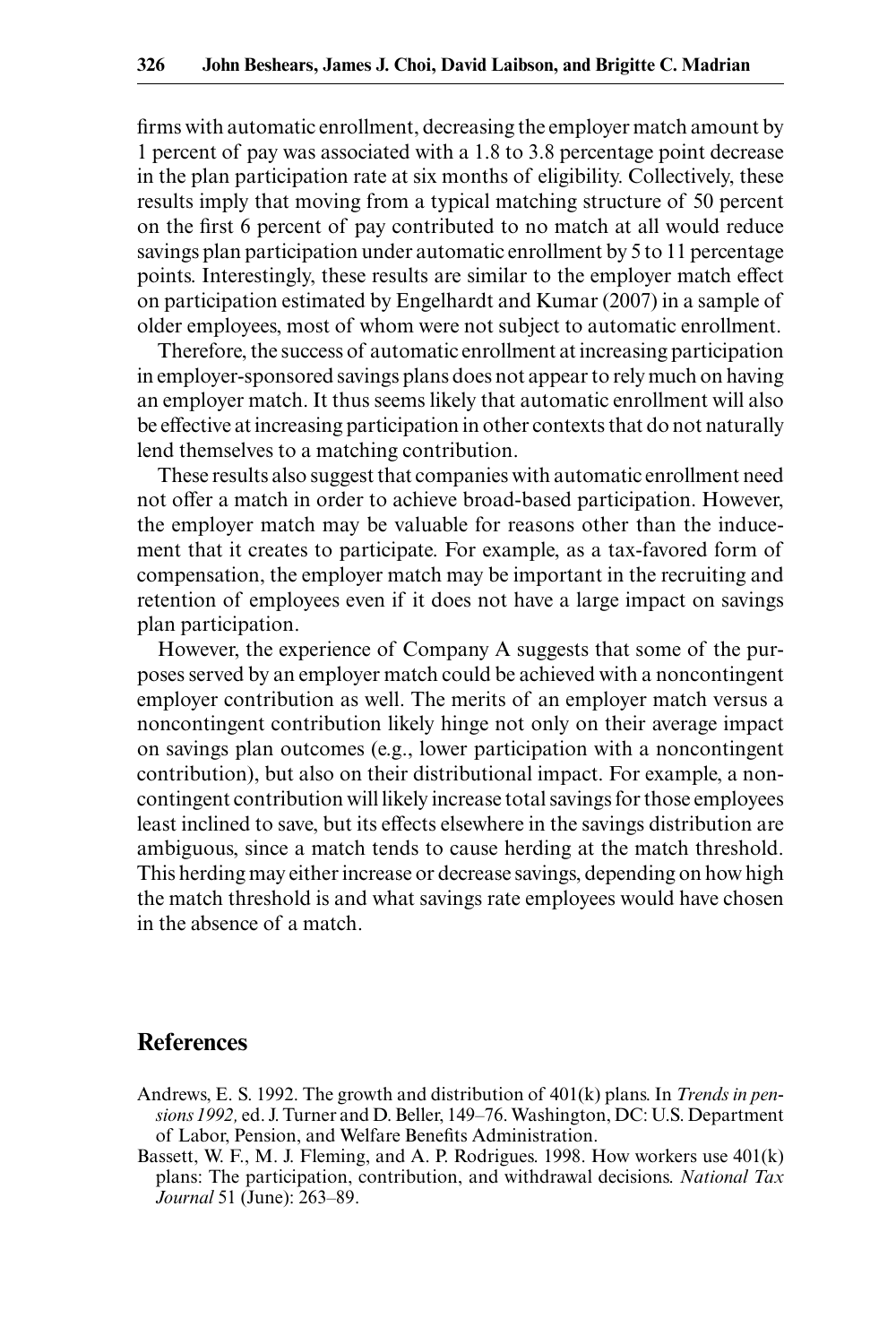firms with automatic enrollment, decreasing the employer match amount by 1 percent of pay was associated with a 1.8 to 3.8 percentage point decrease in the plan participation rate at six months of eligibility. Collectively, these results imply that moving from a typical matching structure of 50 percent on the first 6 percent of pay contributed to no match at all would reduce savings plan participation under automatic enrollment by 5 to 11 percentage points. Interestingly, these results are similar to the employer match effect on participation estimated by Engelhardt and Kumar (2007) in a sample of older employees, most of whom were not subject to automatic enrollment.

Therefore, the success of automatic enrollment at increasing participation in employer-sponsored savings plans does not appear to rely much on having an employer match. It thus seems likely that automatic enrollment will also be effective at increasing participation in other contexts that do not naturally lend themselves to a matching contribution.

These results also suggest that companies with automatic enrollment need not offer a match in order to achieve broad-based participation. However, the employer match may be valuable for reasons other than the inducement that it creates to participate. For example, as a tax-favored form of compensation, the employer match may be important in the recruiting and retention of employees even if it does not have a large impact on savings plan participation.

However, the experience of Company A suggests that some of the purposes served by an employer match could be achieved with a noncontingent employer contribution as well. The merits of an employer match versus a noncontingent contribution likely hinge not only on their average impact on savings plan outcomes (e.g., lower participation with a noncontingent contribution), but also on their distributional impact. For example, a noncontingent contribution will likely increase total savings for those employees least inclined to save, but its effects elsewhere in the savings distribution are ambiguous, since a match tends to cause herding at the match threshold. This herding may either increase or decrease savings, depending on how high the match threshold is and what savings rate employees would have chosen in the absence of a match.

## References

Andrews, E. S. 1992. The growth and distribution of 401(k) plans. In *Trends in pensions 1992,* ed. J. Turner and D. Beller, 149–76. Washington, DC: U.S. Department of Labor, Pension, and Welfare Benefits Administration.

Bassett, W. F., M. J. Fleming, and A. P. Rodrigues. 1998. How workers use 401(k) plans: The participation, contribution, and withdrawal decisions. *National Tax Journal* 51 (June): 263–89.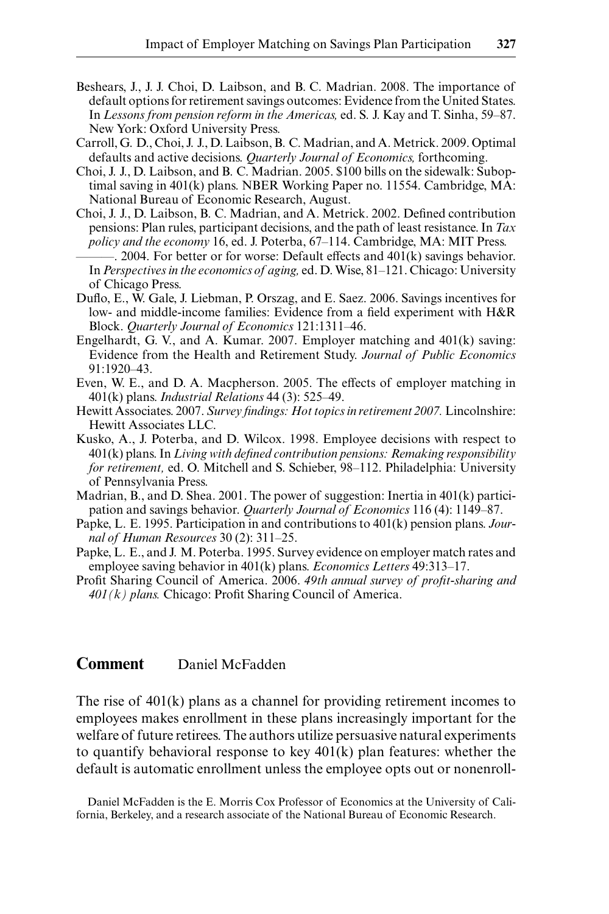Beshears, J., J. J. Choi, D. Laibson, and B. C. Madrian. 2008. The importance of default options for retirement savings outcomes: Evidence from the United States. In *Lessons from pension reform in the Americas,* ed. S. J. Kay and T. Sinha, 59–87. New York: Oxford University Press.

Carroll, G. D., Choi, J. J., D. Laibson, B. C. Madrian, and A. Metrick. 2009. Optimal defaults and active decisions. *Quarterly Journal of Economics,* forthcoming.

Choi, J. J., D. Laibson, and B. C. Madrian. 2005. $100 bills on the sidewalk: Suboptimal saving in 401(k) plans. NBER Working Paper no. 11554. Cambridge, MA: National Bureau of Economic Research, August.

Choi, J. J., D. Laibson, B. C. Madrian, and A. Metrick. 2002. Defined contribution pensions: Plan rules, participant decisions, and the path of least resistance. In *Tax policy and the economy* 16, ed. J. Poterba, 67–114. Cambridge, MA: MIT Press.

———. 2004. For better or for worse: Default effects and 401(k) savings behavior. In *Perspectives in the economics of aging,* ed. D. Wise, 81–121. Chicago: University of Chicago Press.

Duflo, E., W. Gale, J. Liebman, P. Orszag, and E. Saez. 2006. Savings incentives for low- and middle-income families: Evidence from a field experiment with H&R Block. *Quarterly Journal of Economics* 121:1311–46.

Engelhardt, G. V., and A. Kumar. 2007. Employer matching and 401(k) saving: Evidence from the Health and Retirement Study. *Journal of Public Economics* 91:1920–43.

Even, W. E., and D. A. Macpherson. 2005. The effects of employer matching in 401(k) plans. *Industrial Relations* 44 (3): 525–49.

Hewitt Associates. 2007. *Survey findings: Hot topics in retirement 2007.* Lincolnshire: Hewitt Associates LLC.

Kusko, A., J. Poterba, and D. Wilcox. 1998. Employee decisions with respect to 401(k) plans. In *Living with defined contribution pensions: Remaking responsibility for retirement,* ed. O. Mitchell and S. Schieber, 98–112. Philadelphia: University of Pennsylvania Press.

Madrian, B., and D. Shea. 2001. The power of suggestion: Inertia in 401(k) participation and savings behavior. *Quarterly Journal of Economics* 116 (4): 1149–87.

Papke, L. E. 1995. Participation in and contributions to 401(k) pension plans. *Journal of Human Resources* 30 (2): 311–25.

Papke, L. E., and J. M. Poterba. 1995. Survey evidence on employer match rates and employee saving behavior in 401(k) plans. *Economics Letters* 49:313–17.

Profit Sharing Council of America. 2006. *49th annual survey of profit-sharing and 401(k) plans.* Chicago: Profit Sharing Council of America.

## Comment Daniel McFadden

The rise of 401(k) plans as a channel for providing retirement incomes to employees makes enrollment in these plans increasingly important for the welfare of future retirees. The authors utilize persuasive natural experiments to quantify behavioral response to key 401(k) plan features: whether the default is automatic enrollment unless the employee opts out or nonenroll-

Daniel McFadden is the E. Morris Cox Professor of Economics at the University of California, Berkeley, and a research associate of the National Bureau of Economic Research.